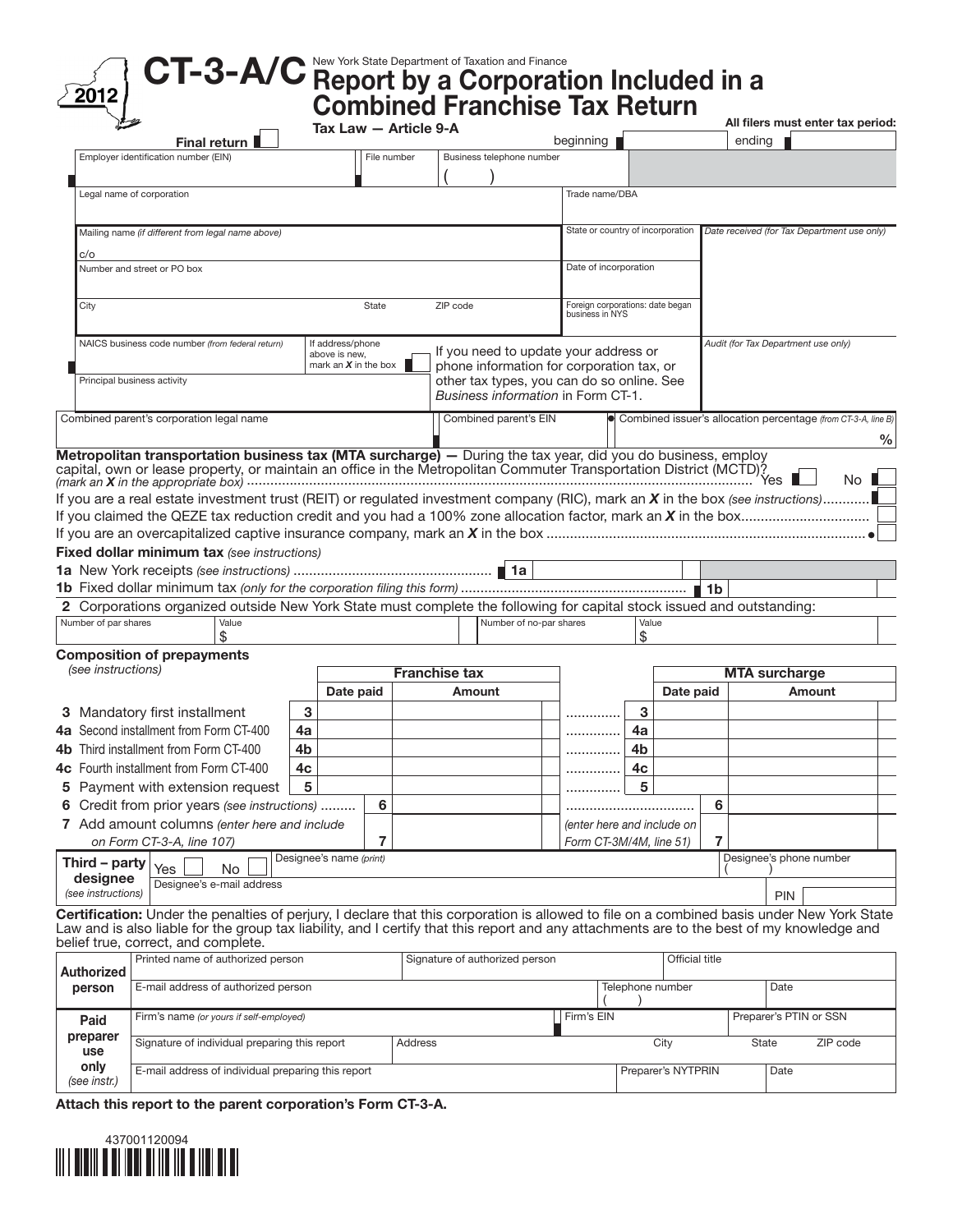# CT-3-A/C 2012

New York State Department of Taxation and Finance

## Report by a Corporation Included in a Combined Franchise Tax Return

Tax Law — Article 9-A

**All filers must enter tax period:** beginning | ending

Final return

| Employer identification number (EIN) | File number | Business telephone number ( ) | |
|---|---|---|---|
| Legal name of corporation | | Trade name/DBA | |
| Mailing name *(if different from legal name above)* c/o | | State or country of incorporation | *Date received (for Tax Department use only)* |
| Number and street or PO box | | Date of incorporation | |
| City | State / ZIP code | Foreign corporations: date began business in NYS | |
| NAICS business code number *(from federal return)* | If address/phone above is new, mark an *X* in the box | | *Audit (for Tax Department use only)* |
| Principal business activity | | | |

If you need to update your address or phone information for corporation tax, or other tax types, you can do so online. See *Business information* in Form CT-1.

| Combined parent's corporation legal name | Combined parent's EIN | Combined issuer's allocation percentage *(from CT-3-A, line B)* % |
|---|---|---|

**Metropolitan transportation business tax (MTA surcharge) —** During the tax year, did you do business, employ capital, own or lease property, or maintain an office in the Metropolitan Commuter Transportation District (MCTD)? *(mark an X in the appropriate box)* ................ Yes ☐ No ☐

If you are a real estate investment trust (REIT) or regulated investment company (RIC), mark an *X* in the box *(see instructions)*............ ☐

If you claimed the QEZE tax reduction credit and you had a 100% zone allocation factor, mark an *X* in the box................................ ☐

If you are an overcapitalized captive insurance company, mark an *X* in the box ........................................................................ ☐

**Fixed dollar minimum tax** *(see instructions)*

**1a** New York receipts *(see instructions)* .................................................. **1a**

**1b** Fixed dollar minimum tax *(only for the corporation filing this form)* ......................................................... **1b**

**2** Corporations organized outside New York State must complete the following for capital stock issued and outstanding:

| Number of par shares | Value $ | Number of no-par shares | Value $ |
|---|---|---|---|

**Composition of prepayments** *(see instructions)*

| | | Franchise tax Date paid | Franchise tax Amount | | MTA surcharge Date paid | MTA surcharge Amount |
|---|---|---|---|---|---|---|
| **3** Mandatory first installment | 3 | | | 3 | | |
| **4a** Second installment from Form CT-400 | 4a | | | 4a | | |
| **4b** Third installment from Form CT-400 | 4b | | | 4b | | |
| **4c** Fourth installment from Form CT-400 | 4c | | | 4c | | |
| **5** Payment with extension request | 5 | | | 5 | | |
| **6** Credit from prior years *(see instructions)* | | 6 | | 6 | | |
| **7** Add amount columns *(enter here and include on Form CT-3-A, line 107)* | | 7 | | *(enter here and include on Form CT-3M/4M, line 51)* 7 | | |

| Third – party designee *(see instructions)* | Yes ☐ No ☐ | Designee's name *(print)* | Designee's phone number ( ) |
|---|---|---|---|
| | Designee's e-mail address | | PIN |

**Certification:** Under the penalties of perjury, I declare that this corporation is allowed to file on a combined basis under New York State Law and is also liable for the group tax liability, and I certify that this report and any attachments are to the best of my knowledge and belief true, correct, and complete.

| **Authorized person** | Printed name of authorized person | Signature of authorized person | | Official title | |
|---|---|---|---|---|---|
| | E-mail address of authorized person | | Telephone number ( ) | | Date |
| **Paid preparer use only** *(see instr.)* | Firm's name *(or yours if self-employed)* | | Firm's EIN | | Preparer's PTIN or SSN |
| | Signature of individual preparing this report | Address | City | State | ZIP code |
| | E-mail address of individual preparing this report | | Preparer's NYTPRIN | | Date |

**Attach this report to the parent corporation's Form CT-3-A.**

437001120094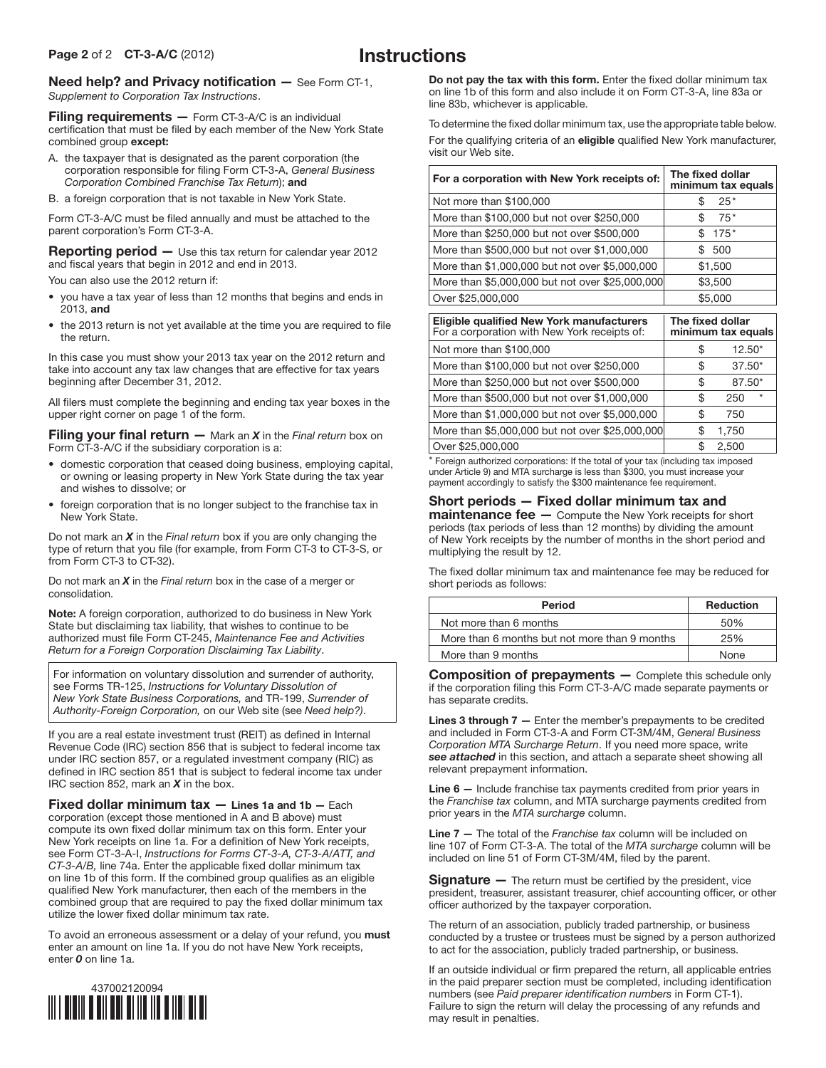# Instructions

**Need help? and Privacy notification —** See Form CT-1, *Supplement to Corporation Tax Instructions*.

**Filing requirements —** Form CT-3-A/C is an individual certification that must be filed by each member of the New York State combined group **except:**

A. the taxpayer that is designated as the parent corporation (the corporation responsible for filing Form CT-3-A, *General Business Corporation Combined Franchise Tax Return*); **and**

B. a foreign corporation that is not taxable in New York State.

Form CT-3-A/C must be filed annually and must be attached to the parent corporation's Form CT-3-A.

**Reporting period —** Use this tax return for calendar year 2012 and fiscal years that begin in 2012 and end in 2013.

You can also use the 2012 return if:

- you have a tax year of less than 12 months that begins and ends in 2013, **and**
- the 2013 return is not yet available at the time you are required to file the return.

In this case you must show your 2013 tax year on the 2012 return and take into account any tax law changes that are effective for tax years beginning after December 31, 2012.

All filers must complete the beginning and ending tax year boxes in the upper right corner on page 1 of the form.

**Filing your final return —** Mark an ***X*** in the *Final return* box on Form CT-3-A/C if the subsidiary corporation is a:

- domestic corporation that ceased doing business, employing capital, or owning or leasing property in New York State during the tax year and wishes to dissolve; or
- foreign corporation that is no longer subject to the franchise tax in New York State.

Do not mark an ***X*** in the *Final return* box if you are only changing the type of return that you file (for example, from Form CT-3 to CT-3-S, or from Form CT-3 to CT-32).

Do not mark an ***X*** in the *Final return* box in the case of a merger or consolidation.

**Note:** A foreign corporation, authorized to do business in New York State but disclaiming tax liability, that wishes to continue to be authorized must file Form CT-245, *Maintenance Fee and Activities Return for a Foreign Corporation Disclaiming Tax Liability*.

For information on voluntary dissolution and surrender of authority, see Forms TR-125, *Instructions for Voluntary Dissolution of New York State Business Corporations,* and TR-199, *Surrender of Authority-Foreign Corporation,* on our Web site (see *Need help?)*.

If you are a real estate investment trust (REIT) as defined in Internal Revenue Code (IRC) section 856 that is subject to federal income tax under IRC section 857, or a regulated investment company (RIC) as defined in IRC section 851 that is subject to federal income tax under IRC section 852, mark an ***X*** in the box.

**Fixed dollar minimum tax — Lines 1a and 1b —** Each corporation (except those mentioned in A and B above) must compute its own fixed dollar minimum tax on this form. Enter your New York receipts on line 1a. For a definition of New York receipts, see Form CT-3-A-I, *Instructions for Forms CT-3-A, CT-3-A/ATT, and CT-3-A/B,* line 74a. Enter the applicable fixed dollar minimum tax on line 1b of this form. If the combined group qualifies as an eligible qualified New York manufacturer, then each of the members in the combined group that are required to pay the fixed dollar minimum tax utilize the lower fixed dollar minimum tax rate.

To avoid an erroneous assessment or a delay of your refund, you **must** enter an amount on line 1a. If you do not have New York receipts, enter ***0*** on line 1a.

**Do not pay the tax with this form.** Enter the fixed dollar minimum tax on line 1b of this form and also include it on Form CT-3-A, line 83a or line 83b, whichever is applicable.

To determine the fixed dollar minimum tax, use the appropriate table below.

For the qualifying criteria of an **eligible** qualified New York manufacturer, visit our Web site.

| For a corporation with New York receipts of: | The fixed dollar minimum tax equals |
|---|---|
| Not more than $100,000 | $ 25* |
| More than $100,000 but not over $250,000 | $ 75* |
| More than $250,000 but not over $500,000 | $ 175* |
| More than $500,000 but not over $1,000,000 | $ 500 |
| More than $1,000,000 but not over $5,000,000 | $1,500 |
| More than $5,000,000 but not over $25,000,000 | $3,500 |
| Over $25,000,000 | $5,000 |

| Eligible qualified New York manufacturers For a corporation with New York receipts of: | The fixed dollar minimum tax equals |
|---|---|
| Not more than $100,000 | $ 12.50* |
| More than $100,000 but not over $250,000 | $ 37.50* |
| More than $250,000 but not over $500,000 | $ 87.50* |
| More than $500,000 but not over $1,000,000 | $ 250 * |
| More than $1,000,000 but not over $5,000,000 | $ 750 |
| More than $5,000,000 but not over $25,000,000 | $ 1,750 |
| Over $25,000,000 | $ 2,500 |

* Foreign authorized corporations: If the total of your tax (including tax imposed under Article 9) and MTA surcharge is less than $300, you must increase your payment accordingly to satisfy the $300 maintenance fee requirement.

**Short periods — Fixed dollar minimum tax and maintenance fee —** Compute the New York receipts for short periods (tax periods of less than 12 months) by dividing the amount of New York receipts by the number of months in the short period and multiplying the result by 12.

The fixed dollar minimum tax and maintenance fee may be reduced for short periods as follows:

| Period | Reduction |
|---|---|
| Not more than 6 months | 50% |
| More than 6 months but not more than 9 months | 25% |
| More than 9 months | None |

**Composition of prepayments —** Complete this schedule only if the corporation filing this Form CT-3-A/C made separate payments or has separate credits.

**Lines 3 through 7 —** Enter the member's prepayments to be credited and included in Form CT-3-A and Form CT-3M/4M, *General Business Corporation MTA Surcharge Return*. If you need more space, write ***see attached*** in this section, and attach a separate sheet showing all relevant prepayment information.

**Line 6 —** Include franchise tax payments credited from prior years in the *Franchise tax* column, and MTA surcharge payments credited from prior years in the *MTA surcharge* column.

**Line 7 —** The total of the *Franchise tax* column will be included on line 107 of Form CT-3-A. The total of the *MTA surcharge* column will be included on line 51 of Form CT-3M/4M, filed by the parent.

**Signature —** The return must be certified by the president, vice president, treasurer, assistant treasurer, chief accounting officer, or other officer authorized by the taxpayer corporation.

The return of an association, publicly traded partnership, or business conducted by a trustee or trustees must be signed by a person authorized to act for the association, publicly traded partnership, or business.

If an outside individual or firm prepared the return, all applicable entries in the paid preparer section must be completed, including identification numbers (see *Paid preparer identification numbers* in Form CT-1). Failure to sign the return will delay the processing of any refunds and may result in penalties.

437002120094